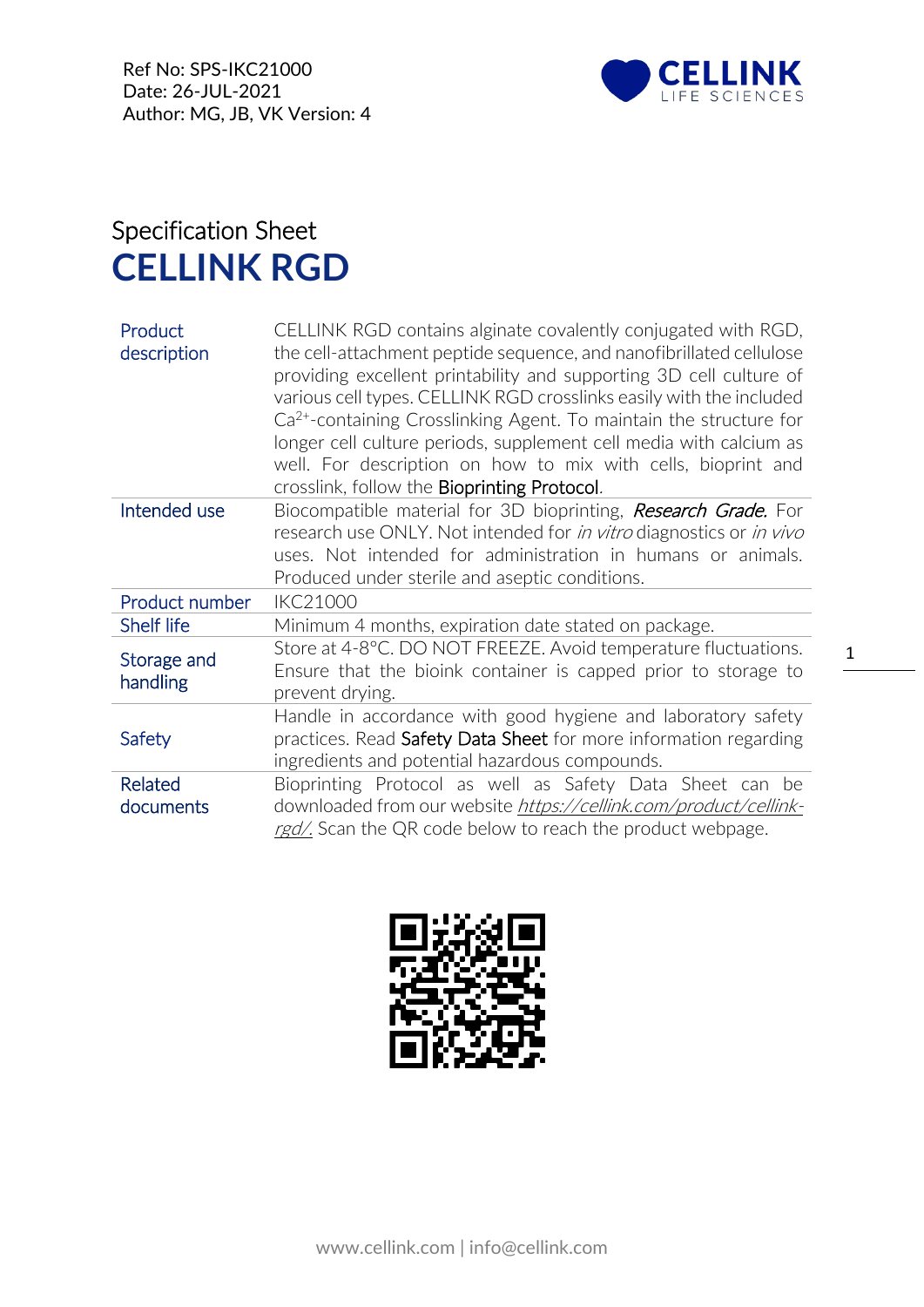Ref No: SPS-IKC21000
Date: 26-JUL-2021
Author: MG, JB, VK Version: 4

# Specification Sheet

# CELLINK RGD

| | |
|---|---|
| Product description | CELLINK RGD contains alginate covalently conjugated with RGD, the cell-attachment peptide sequence, and nanofibrillated cellulose providing excellent printability and supporting 3D cell culture of various cell types. CELLINK RGD crosslinks easily with the included $Ca^{2+}$-containing Crosslinking Agent. To maintain the structure for longer cell culture periods, supplement cell media with calcium as well. For description on how to mix with cells, bioprint and crosslink, follow the Bioprinting Protocol. |
| Intended use | Biocompatible material for 3D bioprinting, *Research Grade.* For research use ONLY. Not intended for *in vitro* diagnostics or *in vivo* uses. Not intended for administration in humans or animals. Produced under sterile and aseptic conditions. |
| Product number | IKC21000 |
| Shelf life | Minimum 4 months, expiration date stated on package. |
| Storage and handling | Store at 4-8°C. DO NOT FREEZE. Avoid temperature fluctuations. Ensure that the bioink container is capped prior to storage to prevent drying. |
| Safety | Handle in accordance with good hygiene and laboratory safety practices. Read Safety Data Sheet for more information regarding ingredients and potential hazardous compounds. |
| Related documents | Bioprinting Protocol as well as Safety Data Sheet can be downloaded from our website *https://cellink.com/product/cellink-rgd/.* Scan the QR code below to reach the product webpage. |

www.cellink.com | info@cellink.com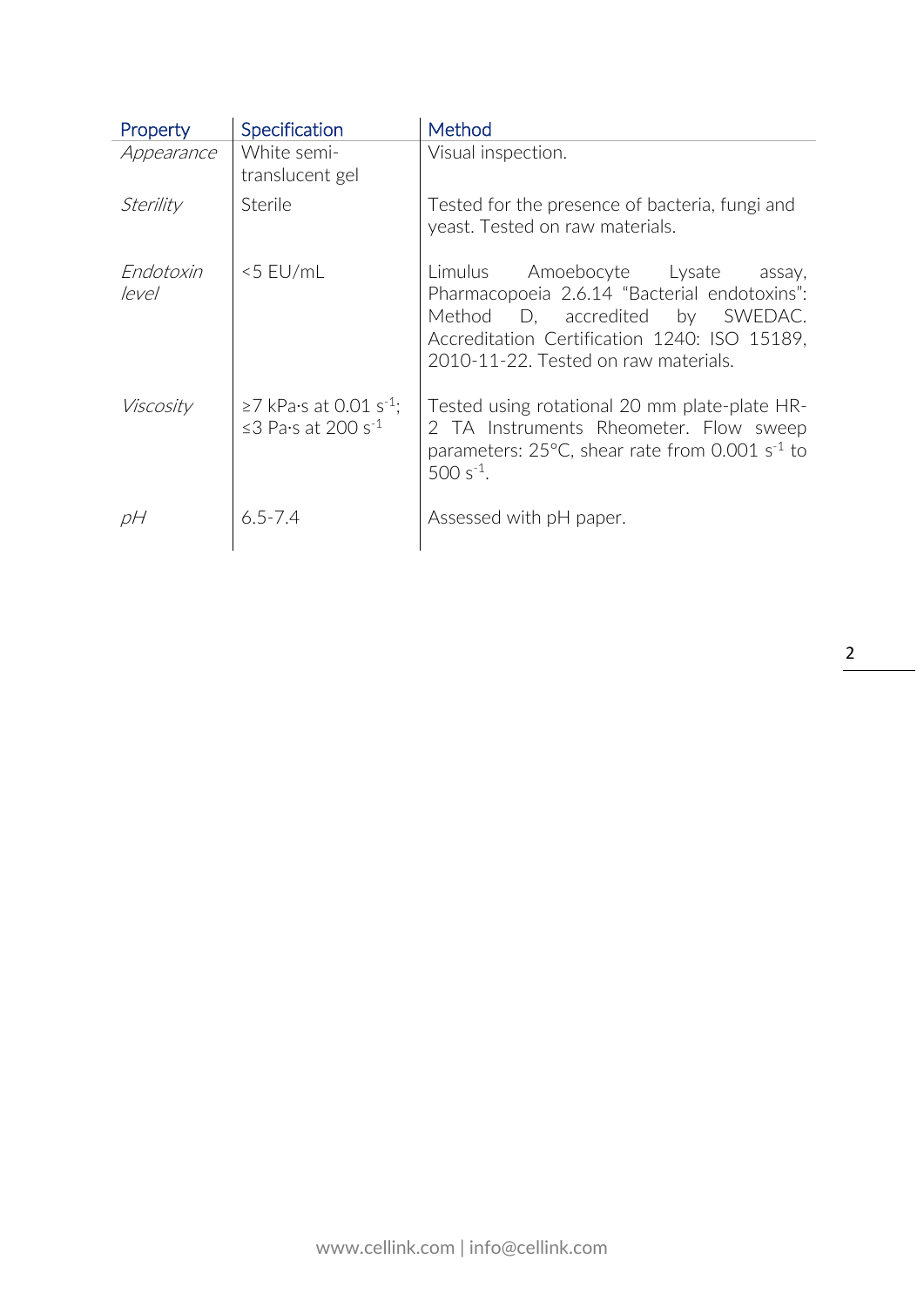| Property | Specification | Method |
|---|---|---|
| *Appearance* | White semi-translucent gel | Visual inspection. |
| *Sterility* | Sterile | Tested for the presence of bacteria, fungi and yeast. Tested on raw materials. |
| *Endotoxin level* | <5 EU/mL | Limulus Amoebocyte Lysate assay, Pharmacopoeia 2.6.14 "Bacterial endotoxins": Method D, accredited by SWEDAC. Accreditation Certification 1240: ISO 15189, 2010-11-22. Tested on raw materials. |
| *Viscosity* | ≥7 kPa·s at 0.01 $s^{-1}$; ≤3 Pa·s at 200 $s^{-1}$ | Tested using rotational 20 mm plate-plate HR-2 TA Instruments Rheometer. Flow sweep parameters: 25°C, shear rate from 0.001 $s^{-1}$ to 500 $s^{-1}$. |
| *pH* | 6.5-7.4 | Assessed with pH paper. |

www.cellink.com | info@cellink.com